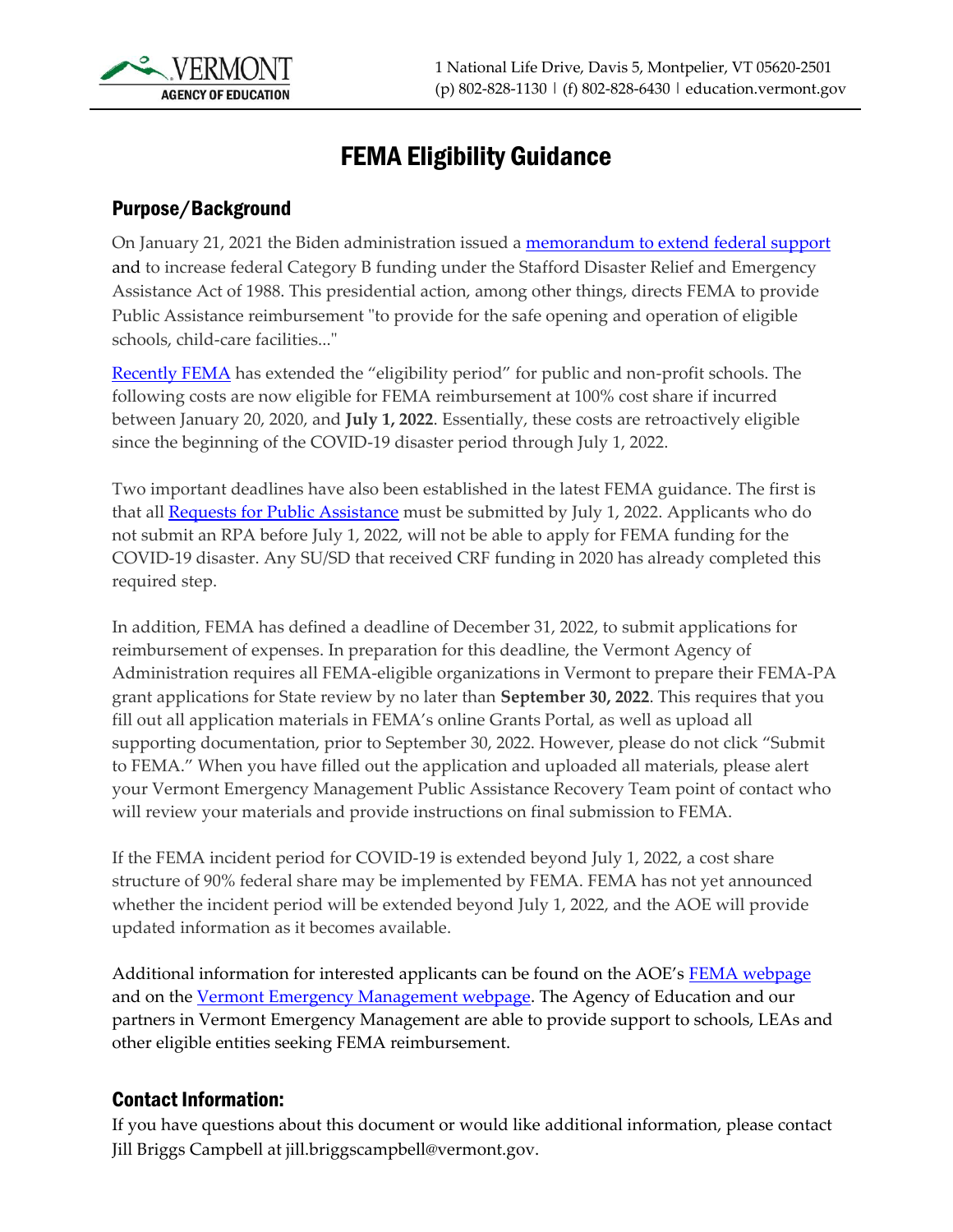VERMONT AGENCY OF EDUCATION

1 National Life Drive, Davis 5, Montpelier, VT 05620-2501
(p) 802-828-1130 | (f) 802-828-6430 | education.vermont.gov

# FEMA Eligibility Guidance

## Purpose/Background

On January 21, 2021 the Biden administration issued a memorandum to extend federal support and to increase federal Category B funding under the Stafford Disaster Relief and Emergency Assistance Act of 1988. This presidential action, among other things, directs FEMA to provide Public Assistance reimbursement "to provide for the safe opening and operation of eligible schools, child-care facilities..."

Recently FEMA has extended the "eligibility period" for public and non-profit schools. The following costs are now eligible for FEMA reimbursement at 100% cost share if incurred between January 20, 2020, and **July 1, 2022**. Essentially, these costs are retroactively eligible since the beginning of the COVID-19 disaster period through July 1, 2022.

Two important deadlines have also been established in the latest FEMA guidance. The first is that all Requests for Public Assistance must be submitted by July 1, 2022. Applicants who do not submit an RPA before July 1, 2022, will not be able to apply for FEMA funding for the COVID-19 disaster. Any SU/SD that received CRF funding in 2020 has already completed this required step.

In addition, FEMA has defined a deadline of December 31, 2022, to submit applications for reimbursement of expenses. In preparation for this deadline, the Vermont Agency of Administration requires all FEMA-eligible organizations in Vermont to prepare their FEMA-PA grant applications for State review by no later than **September 30, 2022**. This requires that you fill out all application materials in FEMA's online Grants Portal, as well as upload all supporting documentation, prior to September 30, 2022. However, please do not click "Submit to FEMA." When you have filled out the application and uploaded all materials, please alert your Vermont Emergency Management Public Assistance Recovery Team point of contact who will review your materials and provide instructions on final submission to FEMA.

If the FEMA incident period for COVID-19 is extended beyond July 1, 2022, a cost share structure of 90% federal share may be implemented by FEMA. FEMA has not yet announced whether the incident period will be extended beyond July 1, 2022, and the AOE will provide updated information as it becomes available.

Additional information for interested applicants can be found on the AOE's FEMA webpage and on the Vermont Emergency Management webpage. The Agency of Education and our partners in Vermont Emergency Management are able to provide support to schools, LEAs and other eligible entities seeking FEMA reimbursement.

## Contact Information:

If you have questions about this document or would like additional information, please contact Jill Briggs Campbell at jill.briggscampbell@vermont.gov.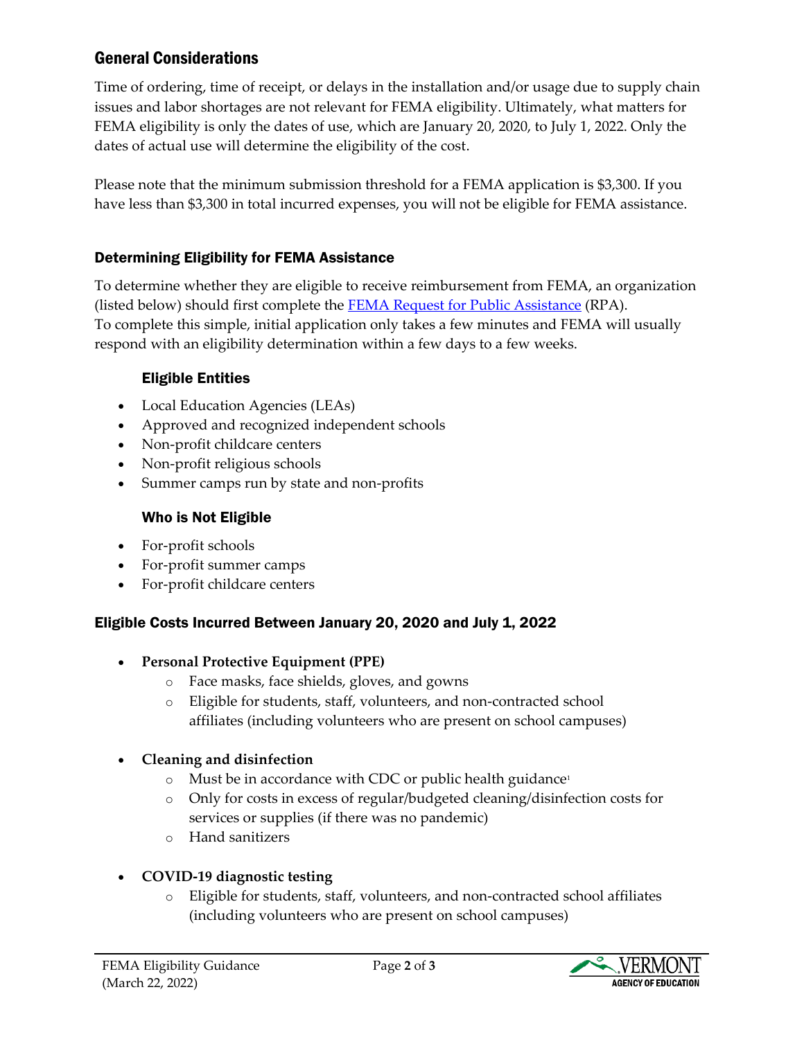## General Considerations

Time of ordering, time of receipt, or delays in the installation and/or usage due to supply chain issues and labor shortages are not relevant for FEMA eligibility. Ultimately, what matters for FEMA eligibility is only the dates of use, which are January 20, 2020, to July 1, 2022. Only the dates of actual use will determine the eligibility of the cost.

Please note that the minimum submission threshold for a FEMA application is $3,300. If you have less than $3,300 in total incurred expenses, you will not be eligible for FEMA assistance.

### Determining Eligibility for FEMA Assistance

To determine whether they are eligible to receive reimbursement from FEMA, an organization (listed below) should first complete the [FEMA Request for Public Assistance](FEMA Request for Public Assistance) (RPA). To complete this simple, initial application only takes a few minutes and FEMA will usually respond with an eligibility determination within a few days to a few weeks.

#### Eligible Entities

- Local Education Agencies (LEAs)
- Approved and recognized independent schools
- Non-profit childcare centers
- Non-profit religious schools
- Summer camps run by state and non-profits

#### Who is Not Eligible

- For-profit schools
- For-profit summer camps
- For-profit childcare centers

### Eligible Costs Incurred Between January 20, 2020 and July 1, 2022

- **Personal Protective Equipment (PPE)**
  - Face masks, face shields, gloves, and gowns
  - Eligible for students, staff, volunteers, and non-contracted school affiliates (including volunteers who are present on school campuses)
- **Cleaning and disinfection**
  - Must be in accordance with CDC or public health guidance[1]
  - Only for costs in excess of regular/budgeted cleaning/disinfection costs for services or supplies (if there was no pandemic)
  - Hand sanitizers
- **COVID-19 diagnostic testing**
  - Eligible for students, staff, volunteers, and non-contracted school affiliates (including volunteers who are present on school campuses)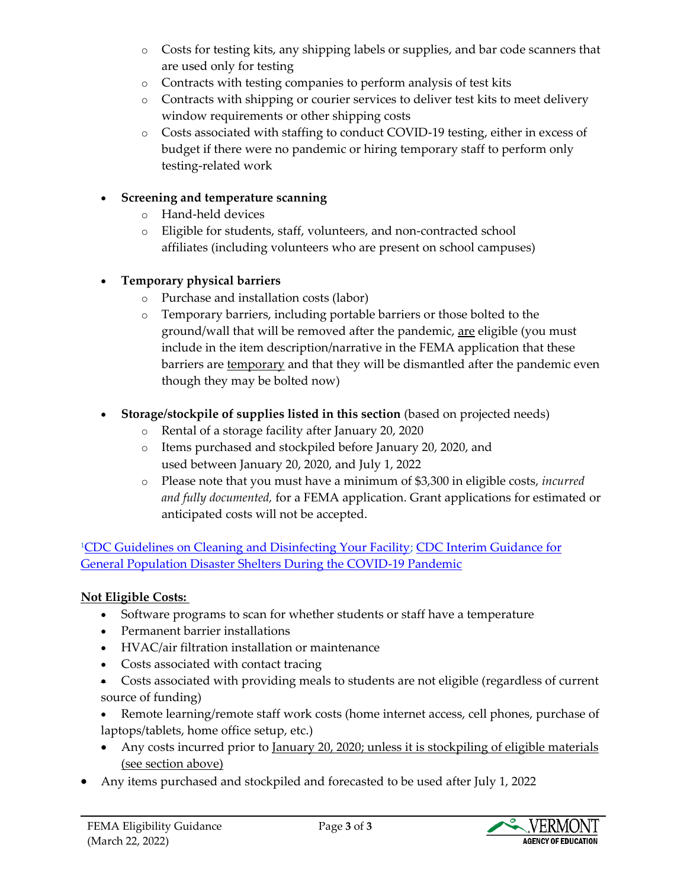- Costs for testing kits, any shipping labels or supplies, and bar code scanners that are used only for testing
- Contracts with testing companies to perform analysis of test kits
- Contracts with shipping or courier services to deliver test kits to meet delivery window requirements or other shipping costs
- Costs associated with staffing to conduct COVID-19 testing, either in excess of budget if there were no pandemic or hiring temporary staff to perform only testing-related work

- **Screening and temperature scanning**
  - Hand-held devices
  - Eligible for students, staff, volunteers, and non-contracted school affiliates (including volunteers who are present on school campuses)

- **Temporary physical barriers**
  - Purchase and installation costs (labor)
  - Temporary barriers, including portable barriers or those bolted to the ground/wall that will be removed after the pandemic, are eligible (you must include in the item description/narrative in the FEMA application that these barriers are temporary and that they will be dismantled after the pandemic even though they may be bolted now)

- **Storage/stockpile of supplies listed in this section** (based on projected needs)
  - Rental of a storage facility after January 20, 2020
  - Items purchased and stockpiled before January 20, 2020, and used between January 20, 2020, and July 1, 2022
  - Please note that you must have a minimum of $3,300 in eligible costs, *incurred and fully documented,* for a FEMA application. Grant applications for estimated or anticipated costs will not be accepted.

[1] CDC Guidelines on Cleaning and Disinfecting Your Facility; CDC Interim Guidance for General Population Disaster Shelters During the COVID-19 Pandemic

**Not Eligible Costs:**

- Software programs to scan for whether students or staff have a temperature
- Permanent barrier installations
- HVAC/air filtration installation or maintenance
- Costs associated with contact tracing
- Costs associated with providing meals to students are not eligible (regardless of current source of funding)
- Remote learning/remote staff work costs (home internet access, cell phones, purchase of laptops/tablets, home office setup, etc.)
- Any costs incurred prior to January 20, 2020; unless it is stockpiling of eligible materials (see section above)
- Any items purchased and stockpiled and forecasted to be used after July 1, 2022